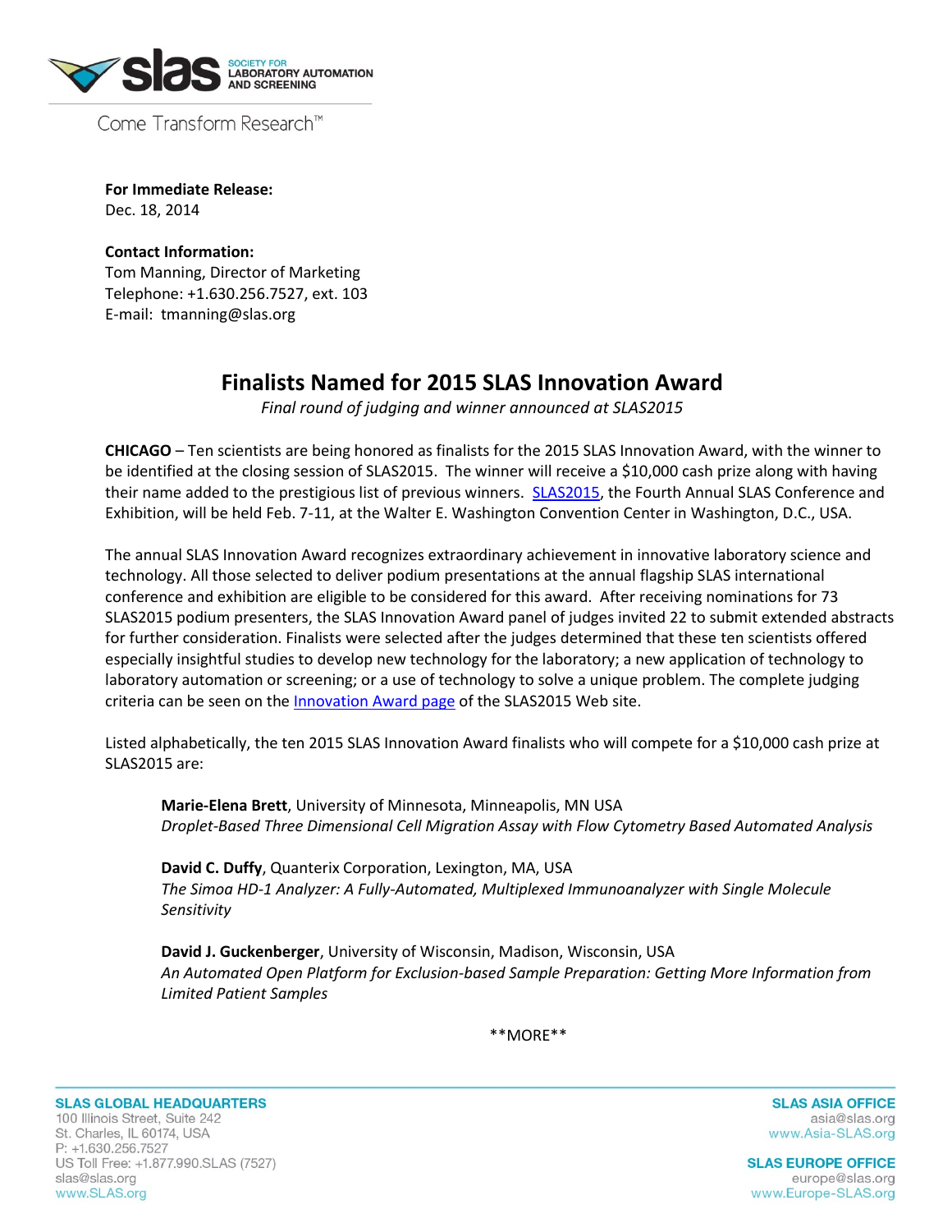SOCIETY FOR LABORATORY AUTOMATION AND SCREENING

Come Transform Research™

**For Immediate Release:**
Dec. 18, 2014

**Contact Information:**
Tom Manning, Director of Marketing
Telephone: +1.630.256.7527, ext. 103
E-mail: tmanning@slas.org

# Finalists Named for 2015 SLAS Innovation Award

*Final round of judging and winner announced at SLAS2015*

**CHICAGO** – Ten scientists are being honored as finalists for the 2015 SLAS Innovation Award, with the winner to be identified at the closing session of SLAS2015. The winner will receive a $10,000 cash prize along with having their name added to the prestigious list of previous winners. SLAS2015, the Fourth Annual SLAS Conference and Exhibition, will be held Feb. 7-11, at the Walter E. Washington Convention Center in Washington, D.C., USA.

The annual SLAS Innovation Award recognizes extraordinary achievement in innovative laboratory science and technology. All those selected to deliver podium presentations at the annual flagship SLAS international conference and exhibition are eligible to be considered for this award. After receiving nominations for 73 SLAS2015 podium presenters, the SLAS Innovation Award panel of judges invited 22 to submit extended abstracts for further consideration. Finalists were selected after the judges determined that these ten scientists offered especially insightful studies to develop new technology for the laboratory; a new application of technology to laboratory automation or screening; or a use of technology to solve a unique problem. The complete judging criteria can be seen on the Innovation Award page of the SLAS2015 Web site.

Listed alphabetically, the ten 2015 SLAS Innovation Award finalists who will compete for a $10,000 cash prize at SLAS2015 are:

**Marie-Elena Brett**, University of Minnesota, Minneapolis, MN USA
*Droplet-Based Three Dimensional Cell Migration Assay with Flow Cytometry Based Automated Analysis*

**David C. Duffy**, Quanterix Corporation, Lexington, MA, USA
*The Simoa HD-1 Analyzer: A Fully-Automated, Multiplexed Immunoanalyzer with Single Molecule Sensitivity*

**David J. Guckenberger**, University of Wisconsin, Madison, Wisconsin, USA
*An Automated Open Platform for Exclusion-based Sample Preparation: Getting More Information from Limited Patient Samples*

\*\*MORE\*\*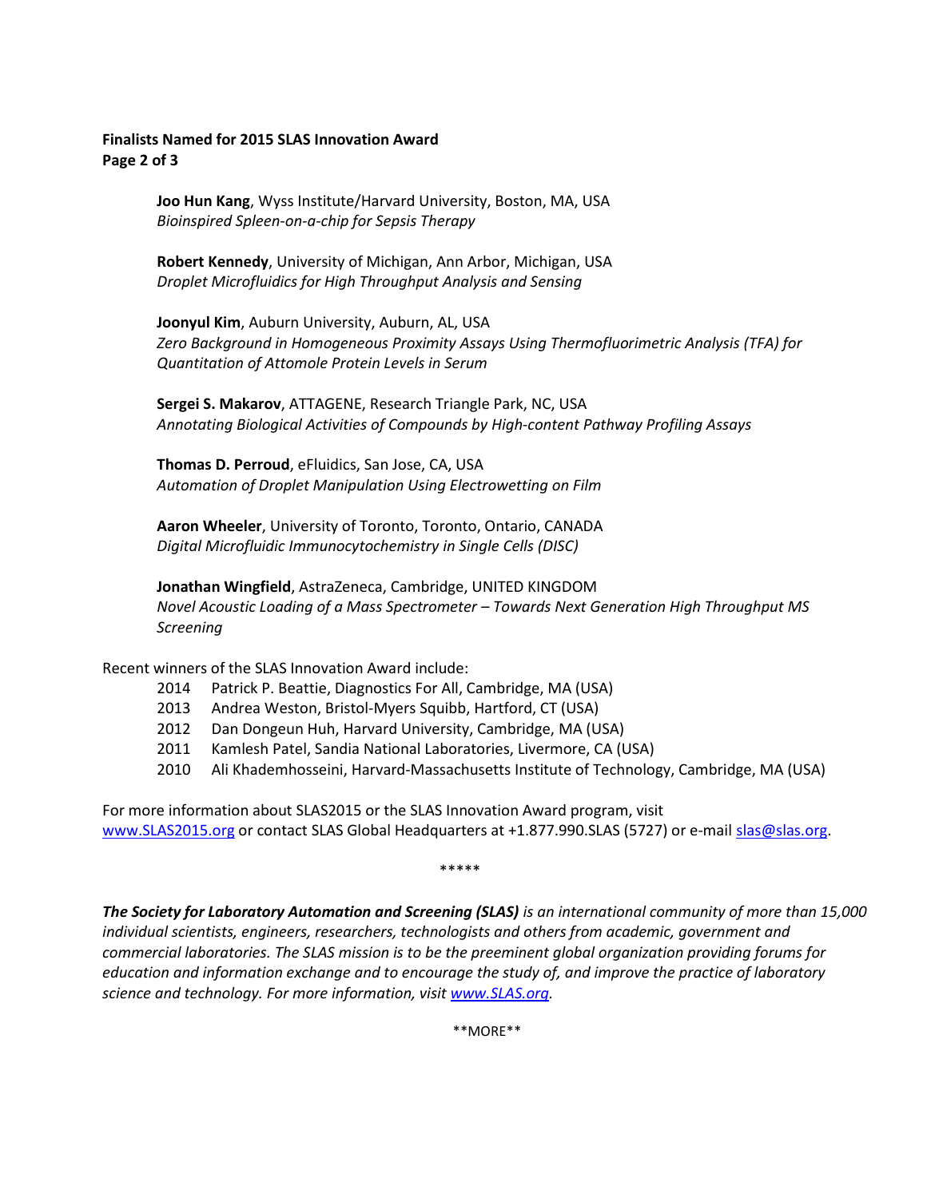**Joo Hun Kang**, Wyss Institute/Harvard University, Boston, MA, USA
*Bioinspired Spleen-on-a-chip for Sepsis Therapy*

**Robert Kennedy**, University of Michigan, Ann Arbor, Michigan, USA
*Droplet Microfluidics for High Throughput Analysis and Sensing*

**Joonyul Kim**, Auburn University, Auburn, AL, USA
*Zero Background in Homogeneous Proximity Assays Using Thermofluorimetric Analysis (TFA) for Quantitation of Attomole Protein Levels in Serum*

**Sergei S. Makarov**, ATTAGENE, Research Triangle Park, NC, USA
*Annotating Biological Activities of Compounds by High-content Pathway Profiling Assays*

**Thomas D. Perroud**, eFluidics, San Jose, CA, USA
*Automation of Droplet Manipulation Using Electrowetting on Film*

**Aaron Wheeler**, University of Toronto, Toronto, Ontario, CANADA
*Digital Microfluidic Immunocytochemistry in Single Cells (DISC)*

**Jonathan Wingfield**, AstraZeneca, Cambridge, UNITED KINGDOM
*Novel Acoustic Loading of a Mass Spectrometer – Towards Next Generation High Throughput MS Screening*

Recent winners of the SLAS Innovation Award include:

- 2014 Patrick P. Beattie, Diagnostics For All, Cambridge, MA (USA)
- 2013 Andrea Weston, Bristol-Myers Squibb, Hartford, CT (USA)
- 2012 Dan Dongeun Huh, Harvard University, Cambridge, MA (USA)
- 2011 Kamlesh Patel, Sandia National Laboratories, Livermore, CA (USA)
- 2010 Ali Khademhosseini, Harvard-Massachusetts Institute of Technology, Cambridge, MA (USA)

For more information about SLAS2015 or the SLAS Innovation Award program, visit www.SLAS2015.org or contact SLAS Global Headquarters at +1.877.990.SLAS (5727) or e-mail slas@slas.org.

*****

***The Society for Laboratory Automation and Screening (SLAS)*** *is an international community of more than 15,000 individual scientists, engineers, researchers, technologists and others from academic, government and commercial laboratories. The SLAS mission is to be the preeminent global organization providing forums for education and information exchange and to encourage the study of, and improve the practice of laboratory science and technology. For more information, visit www.SLAS.org.*

**MORE**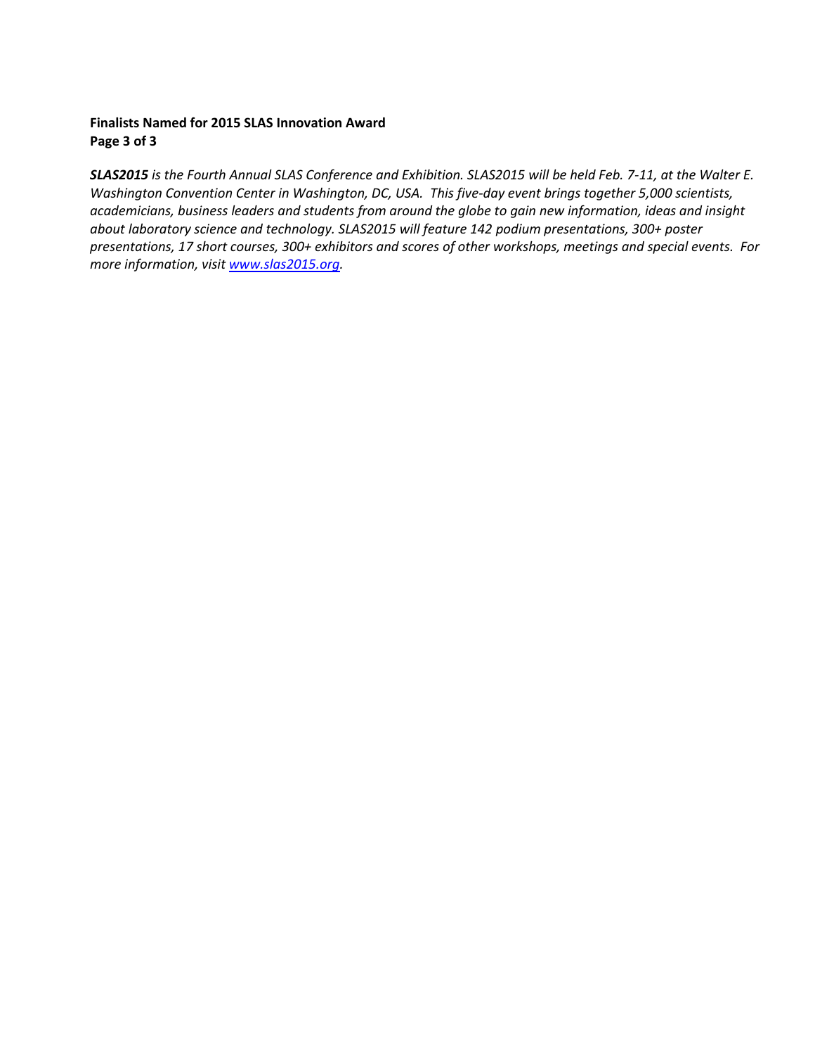***SLAS2015*** *is the Fourth Annual SLAS Conference and Exhibition. SLAS2015 will be held Feb. 7-11, at the Walter E. Washington Convention Center in Washington, DC, USA. This five-day event brings together 5,000 scientists, academicians, business leaders and students from around the globe to gain new information, ideas and insight about laboratory science and technology. SLAS2015 will feature 142 podium presentations, 300+ poster presentations, 17 short courses, 300+ exhibitors and scores of other workshops, meetings and special events. For more information, visit [www.slas2015.org](http://www.slas2015.org).*